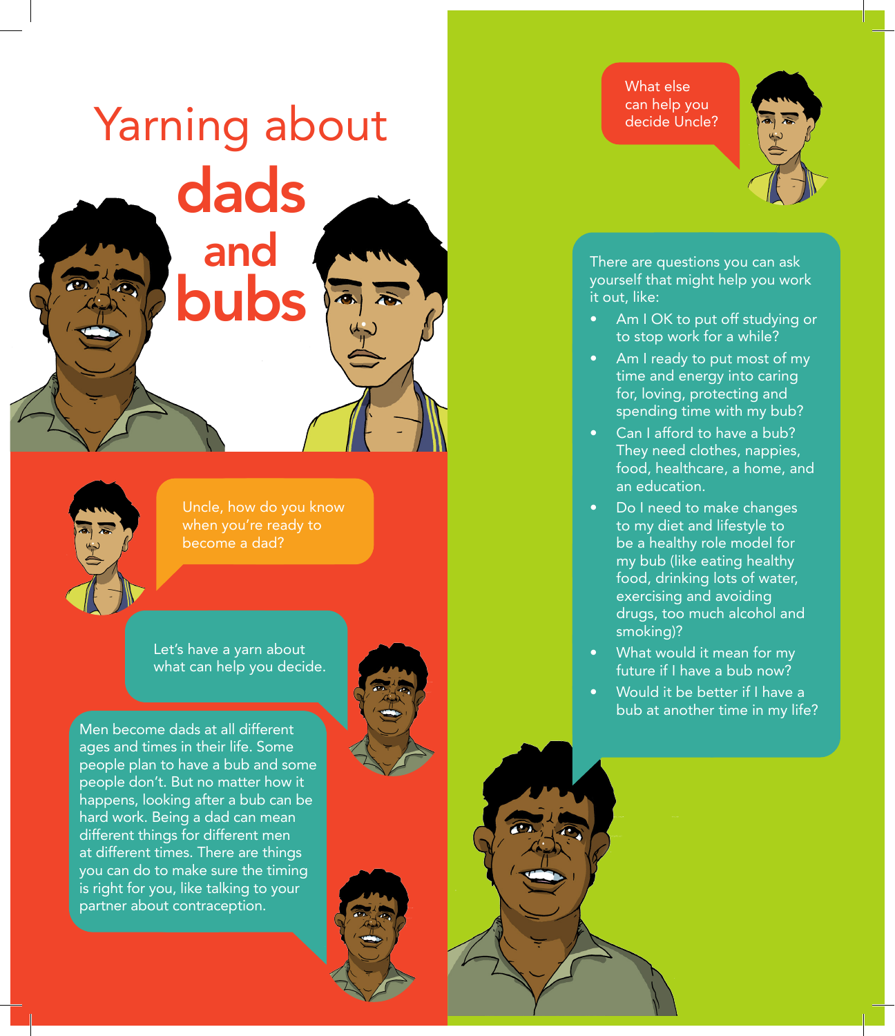# Yarning about dads and bubs

Uncle, how do you know when you're ready to become a dad?

Let's have a yarn about what can help you decide.

Men become dads at all different ages and times in their life. Some people plan to have a bub and some people don't. But no matter how it happens, looking after a bub can be hard work. Being a dad can mean different things for different men at different times. There are things you can do to make sure the timing is right for you, like talking to your partner about contraception.

What else can help you decide Uncle?

There are questions you can ask yourself that might help you work it out, like:

- Am I OK to put off studying or to stop work for a while?
- Am I ready to put most of my time and energy into caring for, loving, protecting and spending time with my bub?
- Can I afford to have a bub? They need clothes, nappies, food, healthcare, a home, and an education.
- Do I need to make changes to my diet and lifestyle to be a healthy role model for my bub (like eating healthy food, drinking lots of water, exercising and avoiding drugs, too much alcohol and smoking)?
- What would it mean for my future if I have a bub now?
- Would it be better if I have a bub at another time in my life?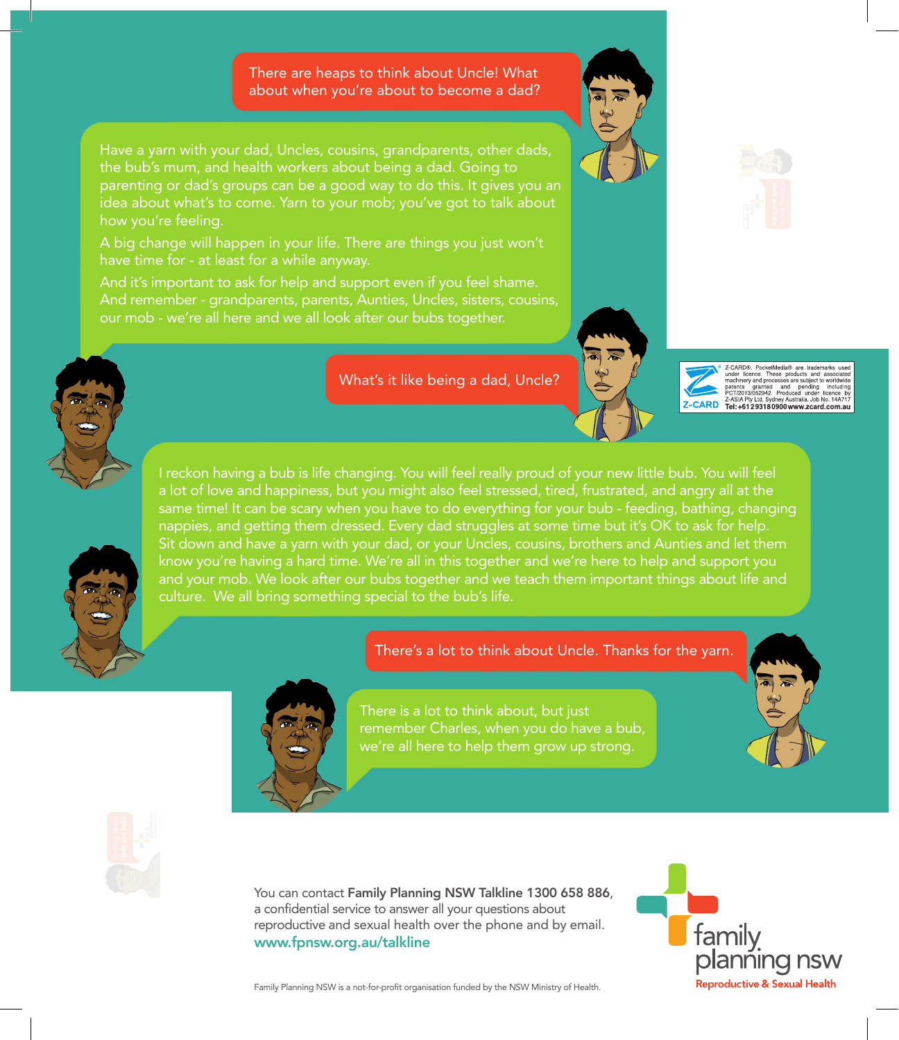There are heaps to think about Uncle! What about when you're about to become a dad?

Have a yarn with your dad, Uncles, cousins, grandparents, other dads, the bub's mum, and health workers about being a dad. Going to parenting or dad's groups can be a good way to do this. It gives you an idea about what's to come. Yarn to your mob; you've got to talk about how you're feeling.

A big change will happen in your life. There are things you just won't have time for - at least for a while anyway.

And it's important to ask for help and support even if you feel shame. And remember - grandparents, parents, Aunties, Uncles, sisters, cousins, our mob - we're all here and we all look after our bubs together.

What's it like being a dad, Uncle?

Z-CARD®, PocketMedia® are trademarks used under licence. These products and associated machinery and processes are subject to worldwide patents granted and pending including PCT/2013/052942. Produced under licence by Z-ASIA Pty Ltd, Sydney Australia. Job No. 14A717 Tel: +61 2 9318 0900 www.zcard.com.au

I reckon having a bub is life changing. You will feel really proud of your new little bub. You will feel a lot of love and happiness, but you might also feel stressed, tired, frustrated, and angry all at the same time! It can be scary when you have to do everything for your bub - feeding, bathing, changing nappies, and getting them dressed. Every dad struggles at some time but it's OK to ask for help. Sit down and have a yarn with your dad, or your Uncles, cousins, brothers and Aunties and let them know you're having a hard time. We're all in this together and we're here to help and support you and your mob. We look after our bubs together and we teach them important things about life and culture. We all bring something special to the bub's life.

There's a lot to think about Uncle. Thanks for the yarn.

There is a lot to think about, but just remember Charles, when you do have a bub, we're all here to help them grow up strong.

You can contact **Family Planning NSW Talkline 1300 658 886**, a confidential service to answer all your questions about reproductive and sexual health over the phone and by email.
**www.fpnsw.org.au/talkline**

family planning nsw
Reproductive & Sexual Health

Family Planning NSW is a not-for-profit organisation funded by the NSW Ministry of Health.